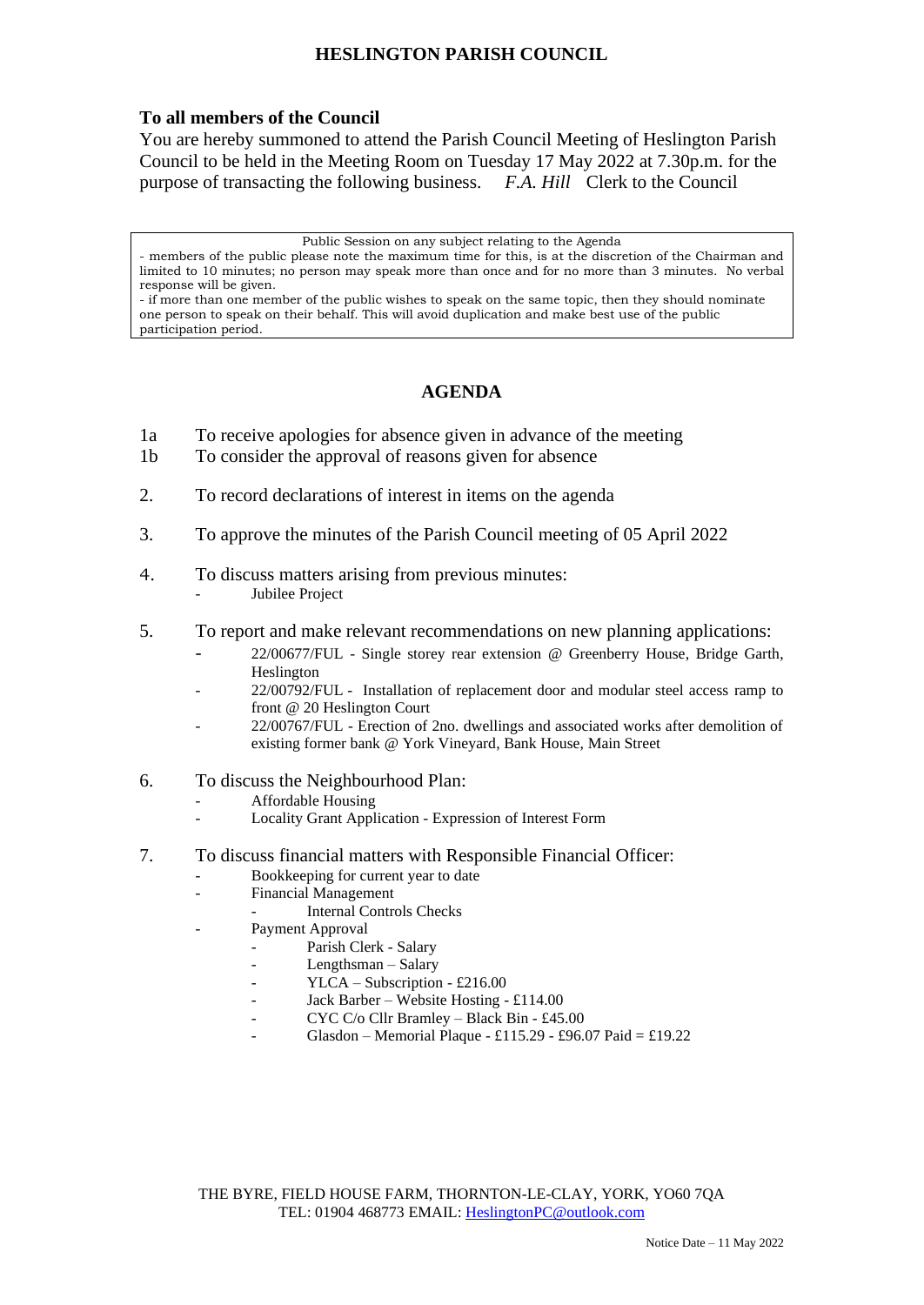# HESLINGTON PARISH COUNCIL

**To all members of the Council**

You are hereby summoned to attend the Parish Council Meeting of Heslington Parish Council to be held in the Meeting Room on Tuesday 17 May 2022 at 7.30p.m. for the purpose of transacting the following business. *F.A. Hill* Clerk to the Council

> Public Session on any subject relating to the Agenda
>
> - members of the public please note the maximum time for this, is at the discretion of the Chairman and limited to 10 minutes; no person may speak more than once and for no more than 3 minutes. No verbal response will be given.
> - if more than one member of the public wishes to speak on the same topic, then they should nominate one person to speak on their behalf. This will avoid duplication and make best use of the public participation period.

## AGENDA

1a To receive apologies for absence given in advance of the meeting

1b To consider the approval of reasons given for absence

2. To record declarations of interest in items on the agenda

3. To approve the minutes of the Parish Council meeting of 05 April 2022

4. To discuss matters arising from previous minutes:
   - Jubilee Project

5. To report and make relevant recommendations on new planning applications:
   - 22/00677/FUL - Single storey rear extension @ Greenberry House, Bridge Garth, Heslington
   - 22/00792/FUL - Installation of replacement door and modular steel access ramp to front @ 20 Heslington Court
   - 22/00767/FUL - Erection of 2no. dwellings and associated works after demolition of existing former bank @ York Vineyard, Bank House, Main Street

6. To discuss the Neighbourhood Plan:
   - Affordable Housing
   - Locality Grant Application - Expression of Interest Form

7. To discuss financial matters with Responsible Financial Officer:
   - Bookkeeping for current year to date
   - Financial Management
     - Internal Controls Checks
   - Payment Approval
     - Parish Clerk - Salary
     - Lengthsman – Salary
     - YLCA – Subscription - £216.00
     - Jack Barber – Website Hosting - £114.00
     - CYC C/o Cllr Bramley – Black Bin - £45.00
     - Glasdon – Memorial Plaque - £115.29 - £96.07 Paid = £19.22

THE BYRE, FIELD HOUSE FARM, THORNTON-LE-CLAY, YORK, YO60 7QA
TEL: 01904 468773 EMAIL: HeslingtonPC@outlook.com

Notice Date – 11 May 2022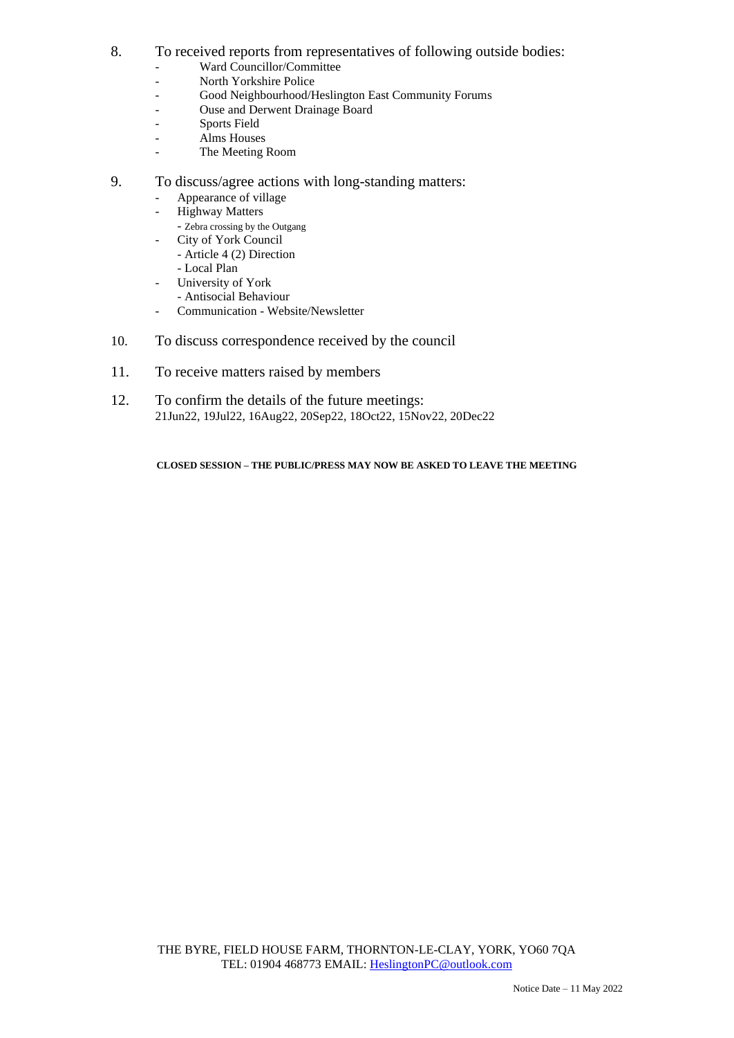8. To received reports from representatives of following outside bodies:
   - Ward Councillor/Committee
   - North Yorkshire Police
   - Good Neighbourhood/Heslington East Community Forums
   - Ouse and Derwent Drainage Board
   - Sports Field
   - Alms Houses
   - The Meeting Room

9. To discuss/agree actions with long-standing matters:
   - Appearance of village
   - Highway Matters
     - Zebra crossing by the Outgang
   - City of York Council
     - Article 4 (2) Direction
     - Local Plan
   - University of York
     - Antisocial Behaviour
   - Communication - Website/Newsletter

10. To discuss correspondence received by the council

11. To receive matters raised by members

12. To confirm the details of the future meetings:
    21Jun22, 19Jul22, 16Aug22, 20Sep22, 18Oct22, 15Nov22, 20Dec22

**CLOSED SESSION – THE PUBLIC/PRESS MAY NOW BE ASKED TO LEAVE THE MEETING**

THE BYRE, FIELD HOUSE FARM, THORNTON-LE-CLAY, YORK, YO60 7QA
TEL: 01904 468773 EMAIL: HeslingtonPC@outlook.com

Notice Date – 11 May 2022